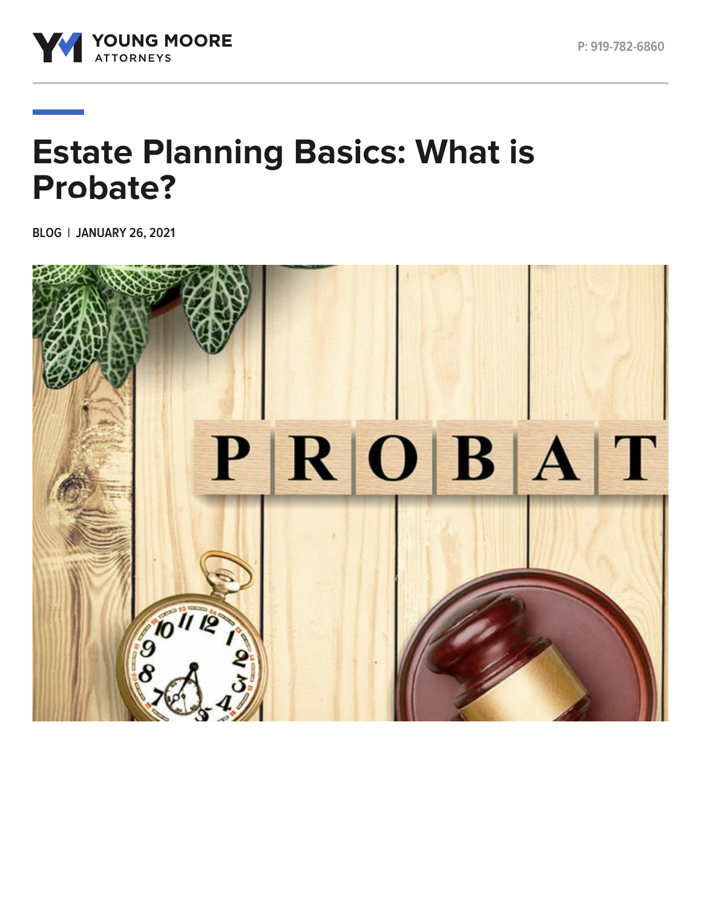YOUNG MOORE ATTORNEYS

P: 919-782-6860

# Estate Planning Basics: What is Probate?

BLOG | JANUARY 26, 2021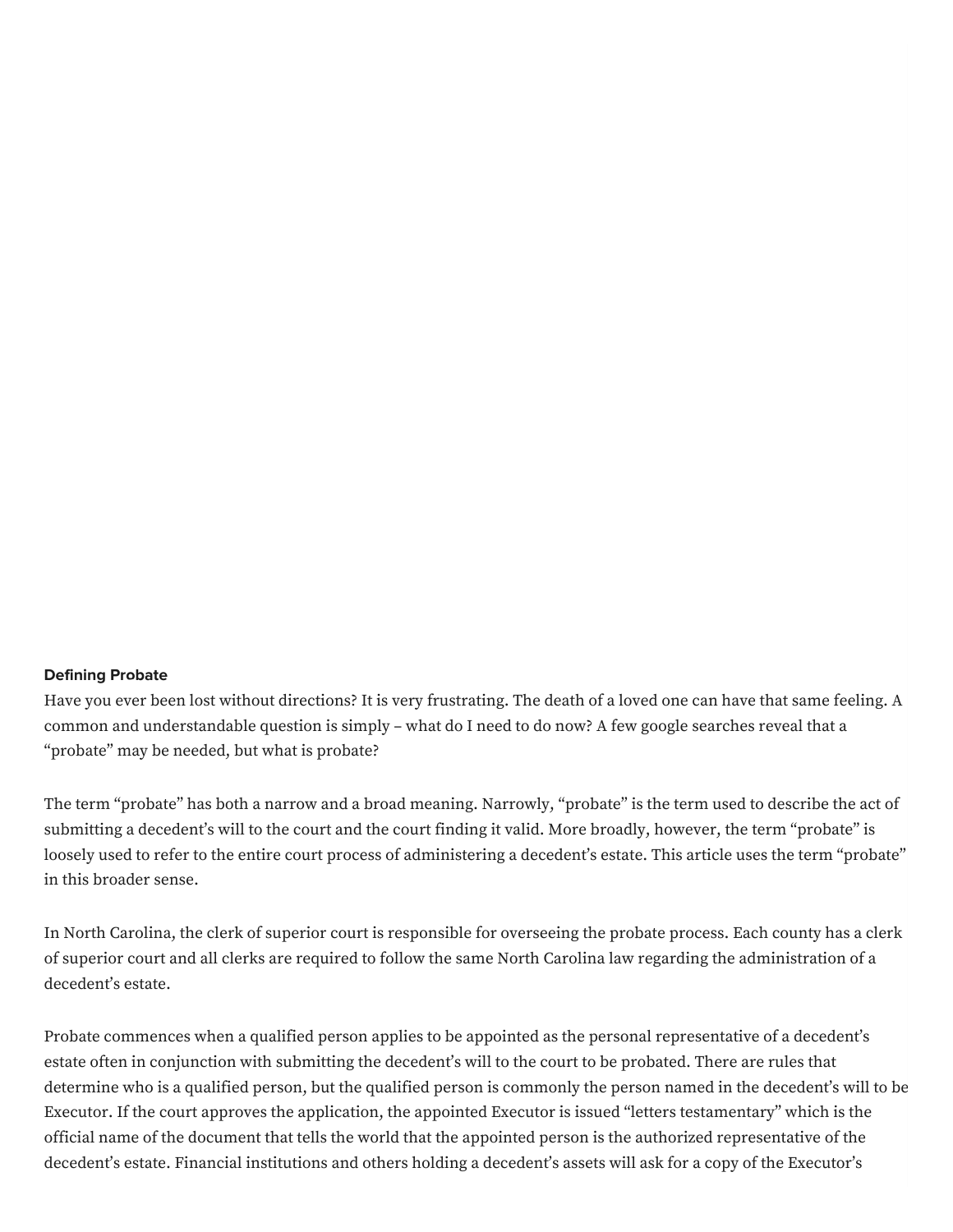**Defining Probate**

Have you ever been lost without directions? It is very frustrating. The death of a loved one can have that same feeling. A common and understandable question is simply – what do I need to do now? A few google searches reveal that a "probate" may be needed, but what is probate?

The term "probate" has both a narrow and a broad meaning. Narrowly, "probate" is the term used to describe the act of submitting a decedent's will to the court and the court finding it valid. More broadly, however, the term "probate" is loosely used to refer to the entire court process of administering a decedent's estate. This article uses the term "probate" in this broader sense.

In North Carolina, the clerk of superior court is responsible for overseeing the probate process. Each county has a clerk of superior court and all clerks are required to follow the same North Carolina law regarding the administration of a decedent's estate.

Probate commences when a qualified person applies to be appointed as the personal representative of a decedent's estate often in conjunction with submitting the decedent's will to the court to be probated. There are rules that determine who is a qualified person, but the qualified person is commonly the person named in the decedent's will to be Executor. If the court approves the application, the appointed Executor is issued "letters testamentary" which is the official name of the document that tells the world that the appointed person is the authorized representative of the decedent's estate. Financial institutions and others holding a decedent's assets will ask for a copy of the Executor's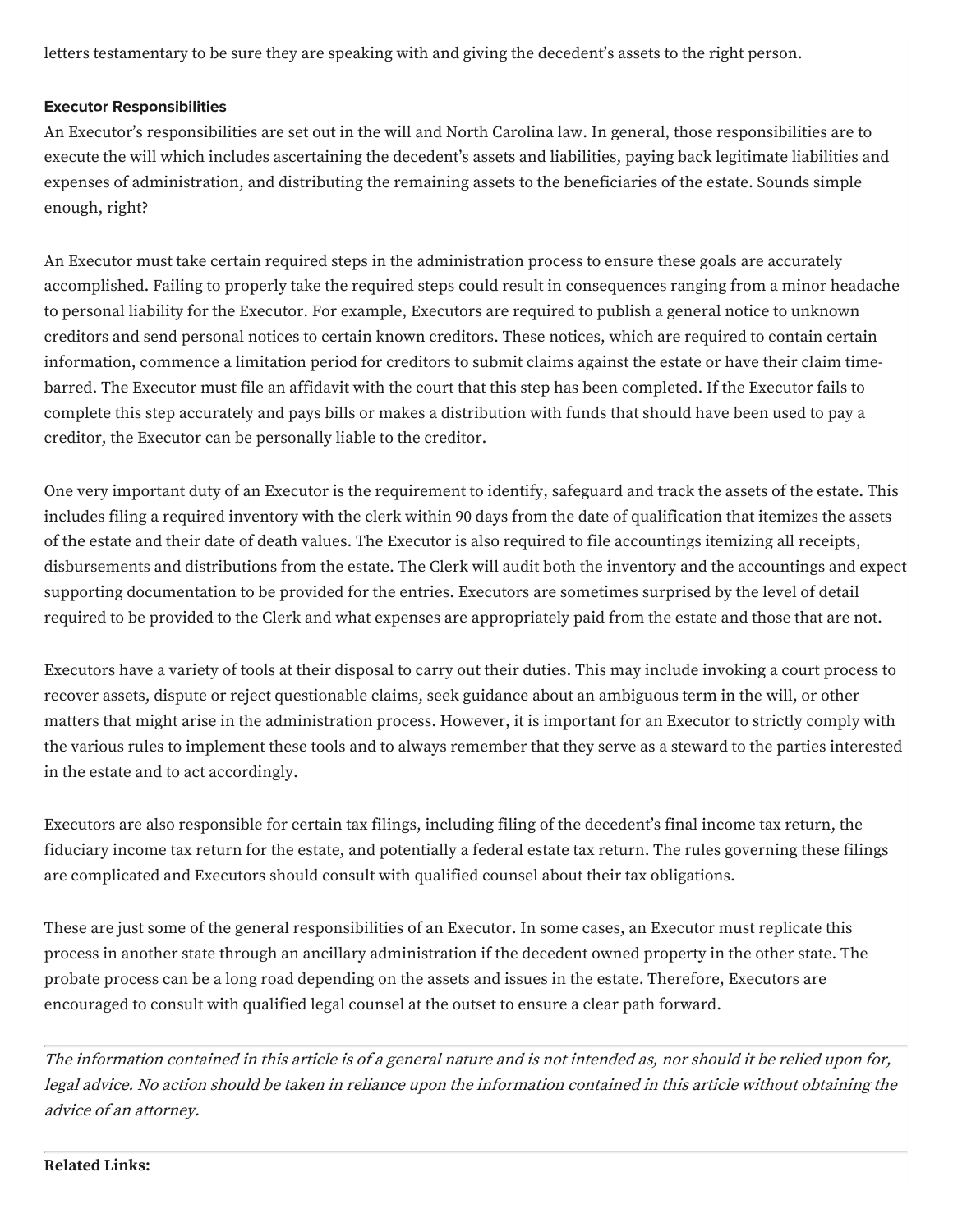letters testamentary to be sure they are speaking with and giving the decedent's assets to the right person.

**Executor Responsibilities**

An Executor's responsibilities are set out in the will and North Carolina law. In general, those responsibilities are to execute the will which includes ascertaining the decedent's assets and liabilities, paying back legitimate liabilities and expenses of administration, and distributing the remaining assets to the beneficiaries of the estate. Sounds simple enough, right?

An Executor must take certain required steps in the administration process to ensure these goals are accurately accomplished. Failing to properly take the required steps could result in consequences ranging from a minor headache to personal liability for the Executor. For example, Executors are required to publish a general notice to unknown creditors and send personal notices to certain known creditors. These notices, which are required to contain certain information, commence a limitation period for creditors to submit claims against the estate or have their claim time-barred. The Executor must file an affidavit with the court that this step has been completed. If the Executor fails to complete this step accurately and pays bills or makes a distribution with funds that should have been used to pay a creditor, the Executor can be personally liable to the creditor.

One very important duty of an Executor is the requirement to identify, safeguard and track the assets of the estate. This includes filing a required inventory with the clerk within 90 days from the date of qualification that itemizes the assets of the estate and their date of death values. The Executor is also required to file accountings itemizing all receipts, disbursements and distributions from the estate. The Clerk will audit both the inventory and the accountings and expect supporting documentation to be provided for the entries. Executors are sometimes surprised by the level of detail required to be provided to the Clerk and what expenses are appropriately paid from the estate and those that are not.

Executors have a variety of tools at their disposal to carry out their duties. This may include invoking a court process to recover assets, dispute or reject questionable claims, seek guidance about an ambiguous term in the will, or other matters that might arise in the administration process. However, it is important for an Executor to strictly comply with the various rules to implement these tools and to always remember that they serve as a steward to the parties interested in the estate and to act accordingly.

Executors are also responsible for certain tax filings, including filing of the decedent's final income tax return, the fiduciary income tax return for the estate, and potentially a federal estate tax return. The rules governing these filings are complicated and Executors should consult with qualified counsel about their tax obligations.

These are just some of the general responsibilities of an Executor. In some cases, an Executor must replicate this process in another state through an ancillary administration if the decedent owned property in the other state. The probate process can be a long road depending on the assets and issues in the estate. Therefore, Executors are encouraged to consult with qualified legal counsel at the outset to ensure a clear path forward.

---

*The information contained in this article is of a general nature and is not intended as, nor should it be relied upon for, legal advice. No action should be taken in reliance upon the information contained in this article without obtaining the advice of an attorney.*

---

**Related Links:**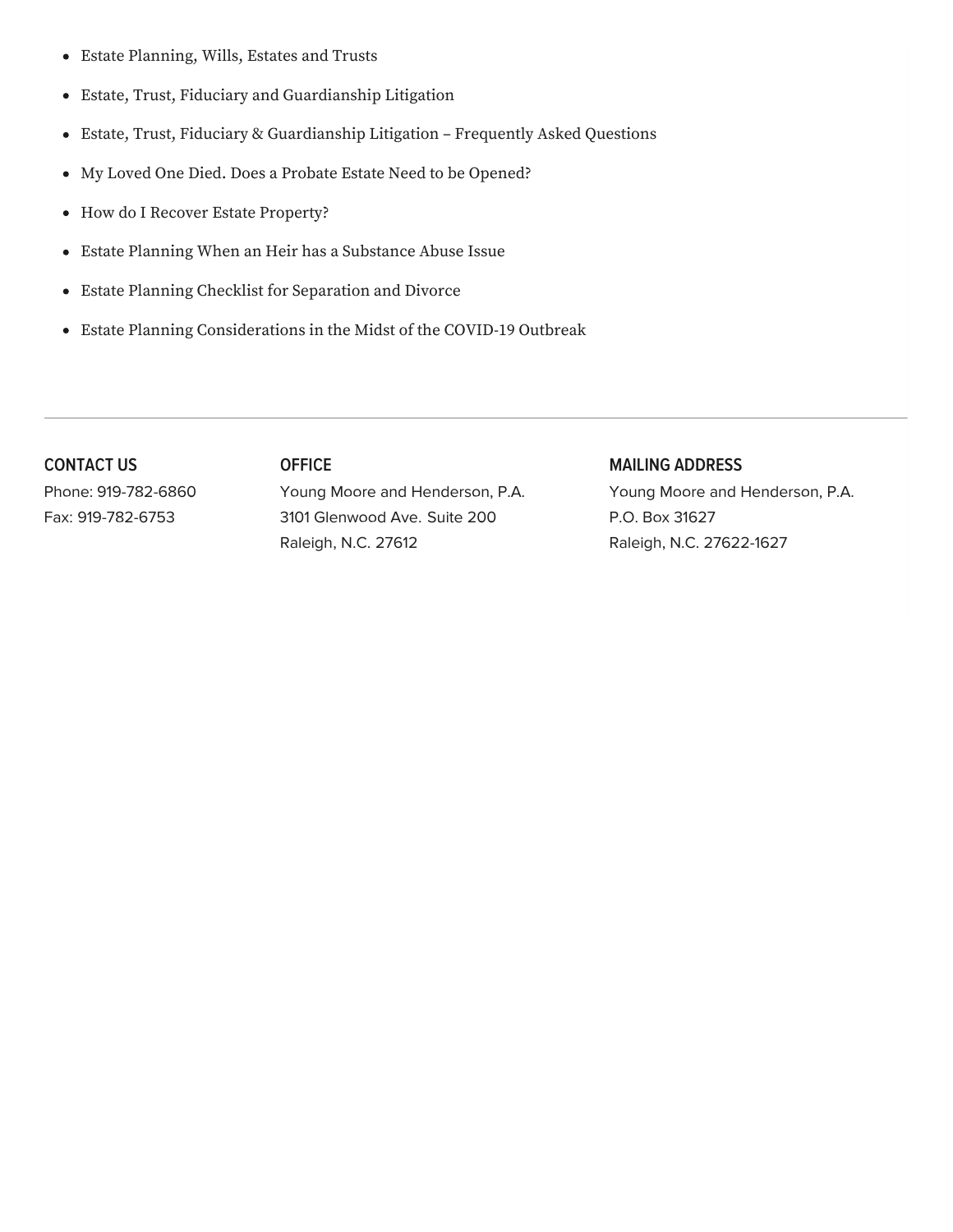- Estate Planning, Wills, Estates and Trusts
- Estate, Trust, Fiduciary and Guardianship Litigation
- Estate, Trust, Fiduciary & Guardianship Litigation – Frequently Asked Questions
- My Loved One Died. Does a Probate Estate Need to be Opened?
- How do I Recover Estate Property?
- Estate Planning When an Heir has a Substance Abuse Issue
- Estate Planning Checklist for Separation and Divorce
- Estate Planning Considerations in the Midst of the COVID-19 Outbreak

---

### CONTACT US

Phone: 919-782-6860
Fax: 919-782-6753

### OFFICE

Young Moore and Henderson, P.A.
3101 Glenwood Ave. Suite 200
Raleigh, N.C. 27612

### MAILING ADDRESS

Young Moore and Henderson, P.A.
P.O. Box 31627
Raleigh, N.C. 27622-1627